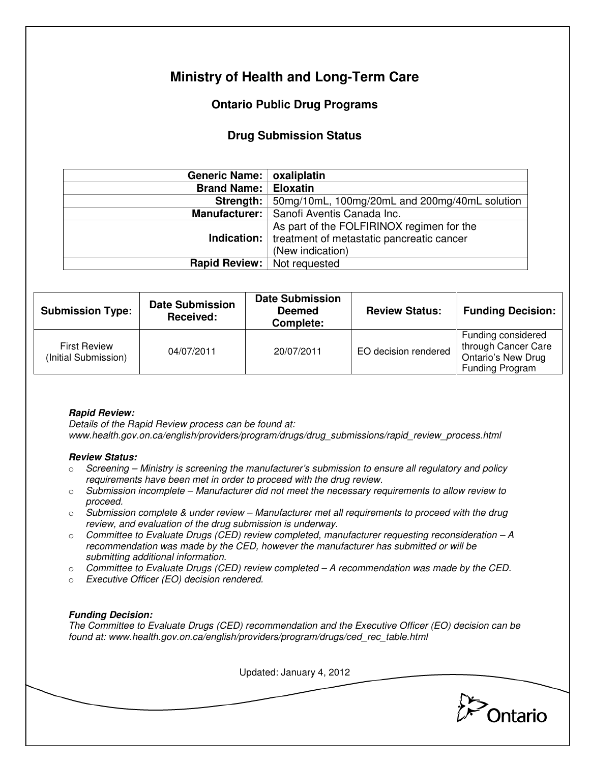# Ministry of Health and Long-Term Care

## Ontario Public Drug Programs

### Drug Submission Status

| | |
|---|---|
| **Generic Name:** | **oxaliplatin** |
| **Brand Name:** | **Eloxatin** |
| **Strength:** | 50mg/10mL, 100mg/20mL and 200mg/40mL solution |
| **Manufacturer:** | Sanofi Aventis Canada Inc. |
| **Indication:** | As part of the FOLFIRINOX regimen for the treatment of metastatic pancreatic cancer (New indication) |
| **Rapid Review:** | Not requested |

| Submission Type: | Date Submission Received: | Date Submission Deemed Complete: | Review Status: | Funding Decision: |
|---|---|---|---|---|
| First Review (Initial Submission) | 04/07/2011 | 20/07/2011 | EO decision rendered | Funding considered through Cancer Care Ontario's New Drug Funding Program |

***Rapid Review:***
*Details of the Rapid Review process can be found at: www.health.gov.on.ca/english/providers/program/drugs/drug_submissions/rapid_review_process.html*

***Review Status:***

- *Screening – Ministry is screening the manufacturer's submission to ensure all regulatory and policy requirements have been met in order to proceed with the drug review.*
- *Submission incomplete – Manufacturer did not meet the necessary requirements to allow review to proceed.*
- *Submission complete & under review – Manufacturer met all requirements to proceed with the drug review, and evaluation of the drug submission is underway.*
- *Committee to Evaluate Drugs (CED) review completed, manufacturer requesting reconsideration – A recommendation was made by the CED, however the manufacturer has submitted or will be submitting additional information.*
- *Committee to Evaluate Drugs (CED) review completed – A recommendation was made by the CED.*
- *Executive Officer (EO) decision rendered.*

***Funding Decision:***
*The Committee to Evaluate Drugs (CED) recommendation and the Executive Officer (EO) decision can be found at: www.health.gov.on.ca/english/providers/program/drugs/ced_rec_table.html*

Updated: January 4, 2012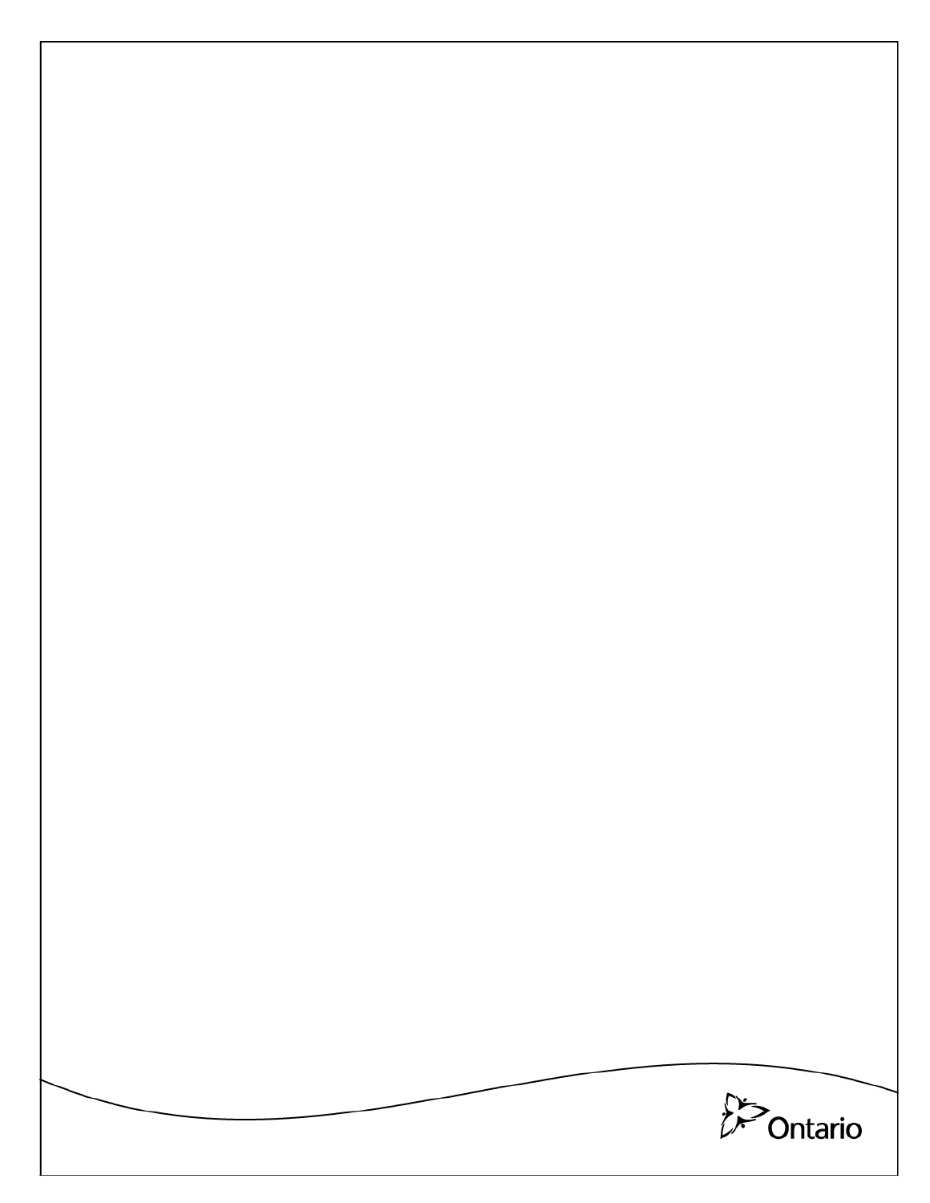Ontario